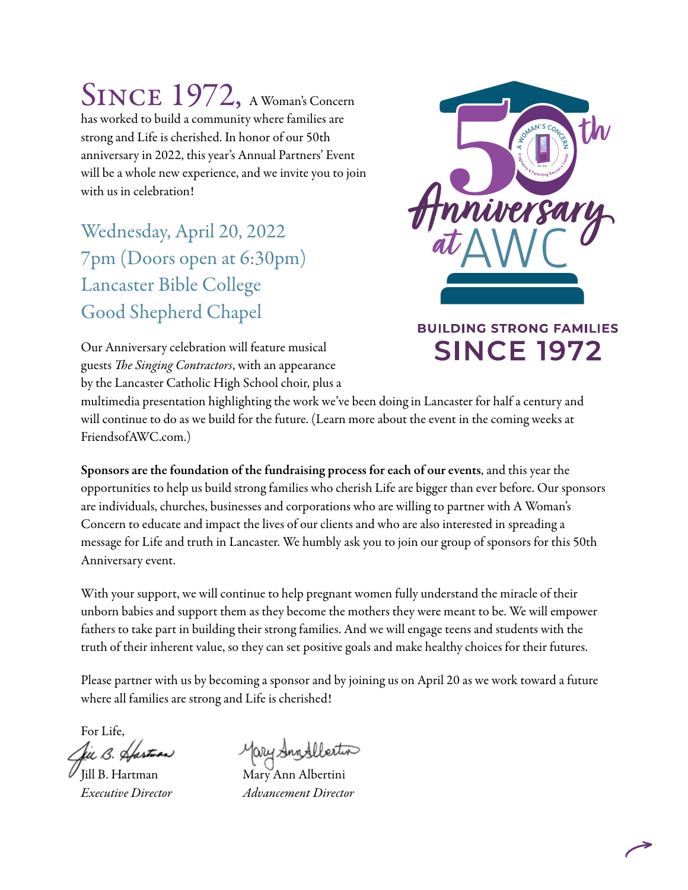**SINCE 1972,** A Woman's Concern has worked to build a community where families are strong and Life is cherished. In honor of our 50th anniversary in 2022, this year's Annual Partners' Event will be a whole new experience, and we invite you to join with us in celebration!

50th Anniversary at AWC

BUILDING STRONG FAMILIES
**SINCE 1972**

## Wednesday, April 20, 2022
## 7pm (Doors open at 6:30pm)
## Lancaster Bible College
## Good Shepherd Chapel

Our Anniversary celebration will feature musical guests *The Singing Contractors*, with an appearance by the Lancaster Catholic High School choir, plus a multimedia presentation highlighting the work we've been doing in Lancaster for half a century and will continue to do as we build for the future. (Learn more about the event in the coming weeks at FriendsofAWC.com.)

**Sponsors are the foundation of the fundraising process for each of our events**, and this year the opportunities to help us build strong families who cherish Life are bigger than ever before. Our sponsors are individuals, churches, businesses and corporations who are willing to partner with A Woman's Concern to educate and impact the lives of our clients and who are also interested in spreading a message for Life and truth in Lancaster. We humbly ask you to join our group of sponsors for this 50th Anniversary event.

With your support, we will continue to help pregnant women fully understand the miracle of their unborn babies and support them as they become the mothers they were meant to be. We will empower fathers to take part in building their strong families. And we will engage teens and students with the truth of their inherent value, so they can set positive goals and make healthy choices for their futures.

Please partner with us by becoming a sponsor and by joining us on April 20 as we work toward a future where all families are strong and Life is cherished!

For Life,

Jill B. Hartman
*Executive Director*

Mary Ann Albertini
*Advancement Director*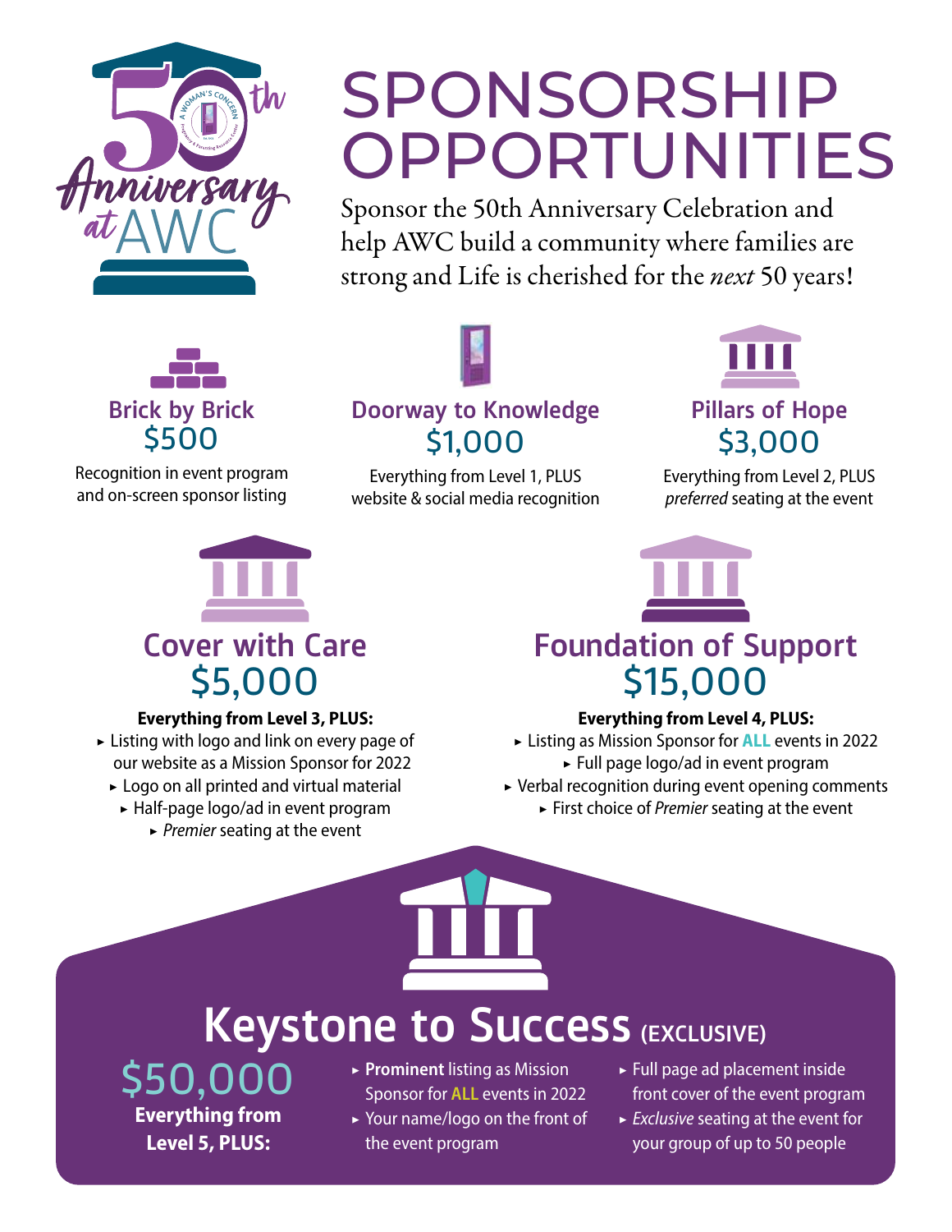50th Anniversary at AWC

# SPONSORSHIP OPPORTUNITIES

Sponsor the 50th Anniversary Celebration and help AWC build a community where families are strong and Life is cherished for the *next* 50 years!

## Brick by Brick
### $500

Recognition in event program and on-screen sponsor listing

## Doorway to Knowledge
### $1,000

Everything from Level 1, PLUS website & social media recognition

## Pillars of Hope
### $3,000

Everything from Level 2, PLUS *preferred* seating at the event

## Cover with Care
### $5,000

**Everything from Level 3, PLUS:**

- Listing with logo and link on every page of our website as a Mission Sponsor for 2022
- Logo on all printed and virtual material
- Half-page logo/ad in event program
- *Premier* seating at the event

## Foundation of Support
### $15,000

**Everything from Level 4, PLUS:**

- Listing as Mission Sponsor for **ALL** events in 2022
- Full page logo/ad in event program
- Verbal recognition during event opening comments
- First choice of *Premier* seating at the event

## Keystone to Success (EXCLUSIVE)
### $50,000

**Everything from Level 5, PLUS:**

- **Prominent** listing as Mission Sponsor for **ALL** events in 2022
- Your name/logo on the front of the event program
- Full page ad placement inside front cover of the event program
- *Exclusive* seating at the event for your group of up to 50 people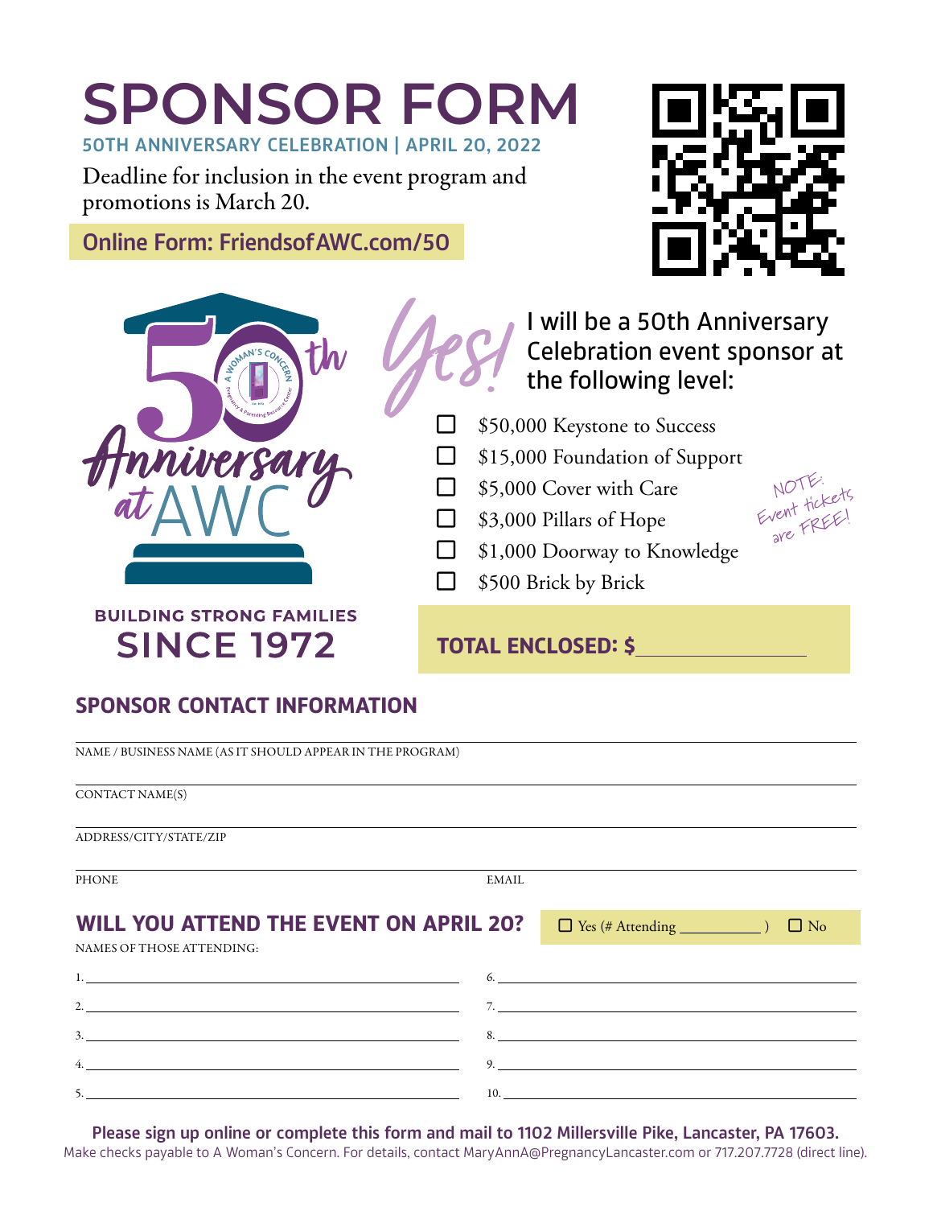# SPONSOR FORM

**50TH ANNIVERSARY CELEBRATION | APRIL 20, 2022**

Deadline for inclusion in the event program and promotions is March 20.

**Online Form: FriendsofAWC.com/50**

50th Anniversary at AWC

A Woman's Concern Pregnancy & Parenting Resource Center

**BUILDING STRONG FAMILIES SINCE 1972**

Yes! I will be a 50th Anniversary Celebration event sponsor at the following level:

- ☐ $50,000 Keystone to Success
- ☐ $15,000 Foundation of Support
- ☐ $5,000 Cover with Care
- ☐ $3,000 Pillars of Hope
- ☐ $1,000 Doorway to Knowledge
- ☐ $500 Brick by Brick

NOTE: Event tickets are FREE!

**TOTAL ENCLOSED: $**\_\_\_\_\_\_\_\_\_\_\_\_\_\_\_\_

## SPONSOR CONTACT INFORMATION

NAME / BUSINESS NAME (AS IT SHOULD APPEAR IN THE PROGRAM)

CONTACT NAME(S)

ADDRESS/CITY/STATE/ZIP

PHONE

EMAIL

## WILL YOU ATTEND THE EVENT ON APRIL 20?

☐ Yes (# Attending \_\_\_\_\_\_\_\_\_\_) ☐ No

NAMES OF THOSE ATTENDING:

1. \_\_\_\_\_\_\_\_\_\_\_\_\_\_\_\_
2. \_\_\_\_\_\_\_\_\_\_\_\_\_\_\_\_
3. \_\_\_\_\_\_\_\_\_\_\_\_\_\_\_\_
4. \_\_\_\_\_\_\_\_\_\_\_\_\_\_\_\_
5. \_\_\_\_\_\_\_\_\_\_\_\_\_\_\_\_
6. \_\_\_\_\_\_\_\_\_\_\_\_\_\_\_\_
7. \_\_\_\_\_\_\_\_\_\_\_\_\_\_\_\_
8. \_\_\_\_\_\_\_\_\_\_\_\_\_\_\_\_
9. \_\_\_\_\_\_\_\_\_\_\_\_\_\_\_\_
10. \_\_\_\_\_\_\_\_\_\_\_\_\_\_\_\_

**Please sign up online or complete this form and mail to 1102 Millersville Pike, Lancaster, PA 17603.**

Make checks payable to A Woman's Concern. For details, contact MaryAnnA@PregnancyLancaster.com or 717.207.7728 (direct line).